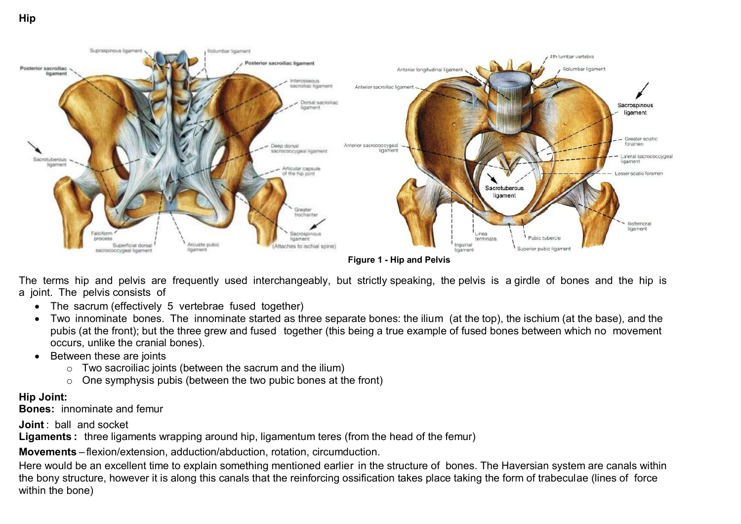# Hip

Figure 1 - Hip and Pelvis

The terms hip and pelvis are frequently used interchangeably, but strictly speaking, the pelvis is a girdle of bones and the hip is a joint. The pelvis consists of

- The sacrum (effectively 5 vertebrae fused together)
- Two innominate bones. The innominate started as three separate bones: the ilium (at the top), the ischium (at the base), and the pubis (at the front); but the three grew and fused together (this being a true example of fused bones between which no movement occurs, unlike the cranial bones).
- Between these are joints
    - Two sacroiliac joints (between the sacrum and the ilium)
    - One symphysis pubis (between the two pubic bones at the front)

**Hip Joint:**

**Bones:** innominate and femur

**Joint** : ball and socket

**Ligaments :** three ligaments wrapping around hip, ligamentum teres (from the head of the femur)

**Movements** – flexion/extension, adduction/abduction, rotation, circumduction.

Here would be an excellent time to explain something mentioned earlier in the structure of bones. The Haversian system are canals within the bony structure, however it is along this canals that the reinforcing ossification takes place taking the form of trabeculae (lines of force within the bone)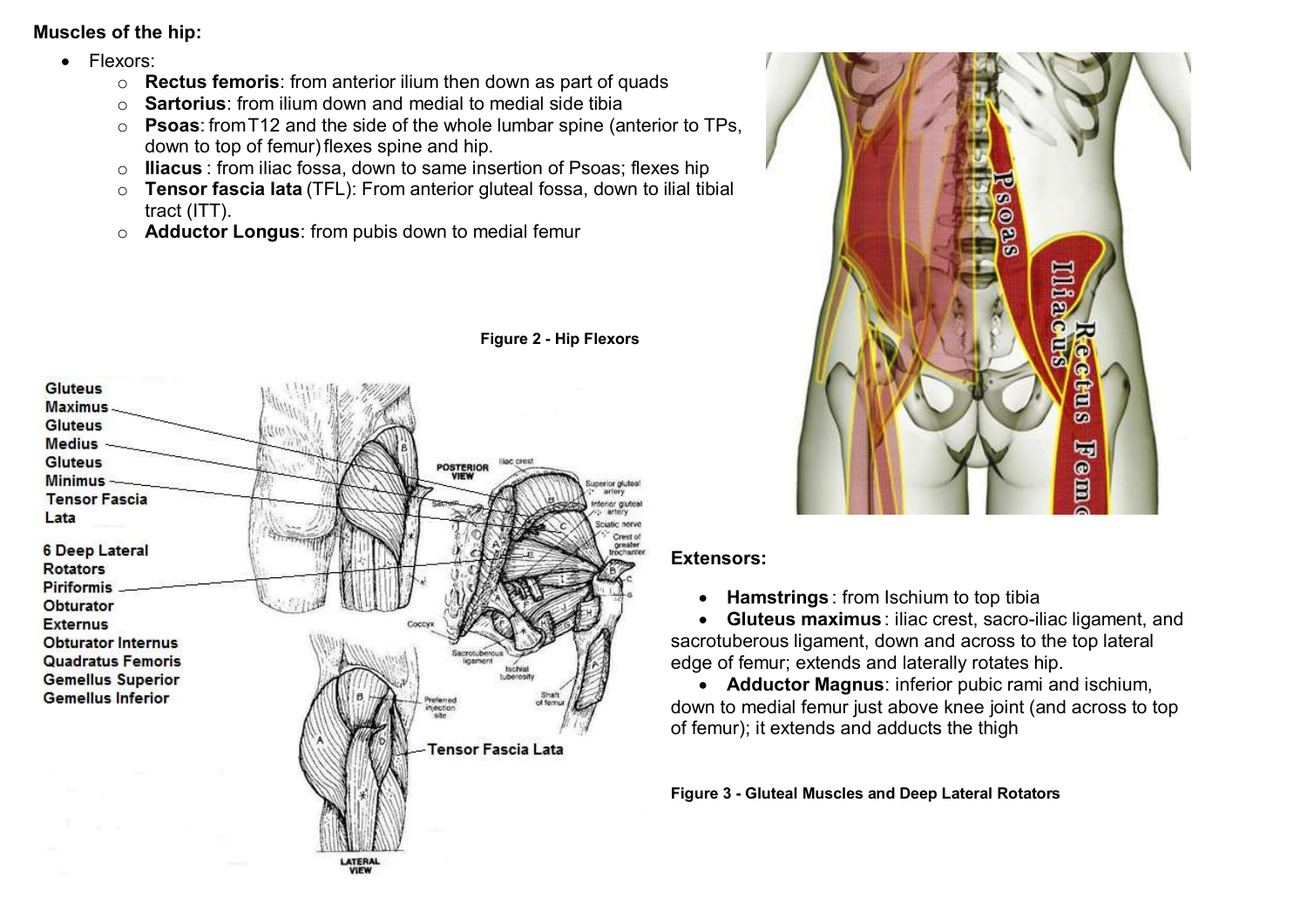**Muscles of the hip:**

- Flexors:
  - **Rectus femoris**: from anterior ilium then down as part of quads
  - **Sartorius**: from ilium down and medial to medial side tibia
  - **Psoas**: from T12 and the side of the whole lumbar spine (anterior to TPs, down to top of femur) flexes spine and hip.
  - **Iliacus** : from iliac fossa, down to same insertion of Psoas; flexes hip
  - **Tensor fascia lata** (TFL): From anterior gluteal fossa, down to ilial tibial tract (ITT).
  - **Adductor Longus**: from pubis down to medial femur

**Figure 2 - Hip Flexors**

**Extensors:**

- **Hamstrings** : from Ischium to top tibia
- **Gluteus maximus** : iliac crest, sacro-iliac ligament, and sacrotuberous ligament, down and across to the top lateral edge of femur; extends and laterally rotates hip.
- **Adductor Magnus**: inferior pubic rami and ischium, down to medial femur just above knee joint (and across to top of femur); it extends and adducts the thigh

**Figure 3 - Gluteal Muscles and Deep Lateral Rotators**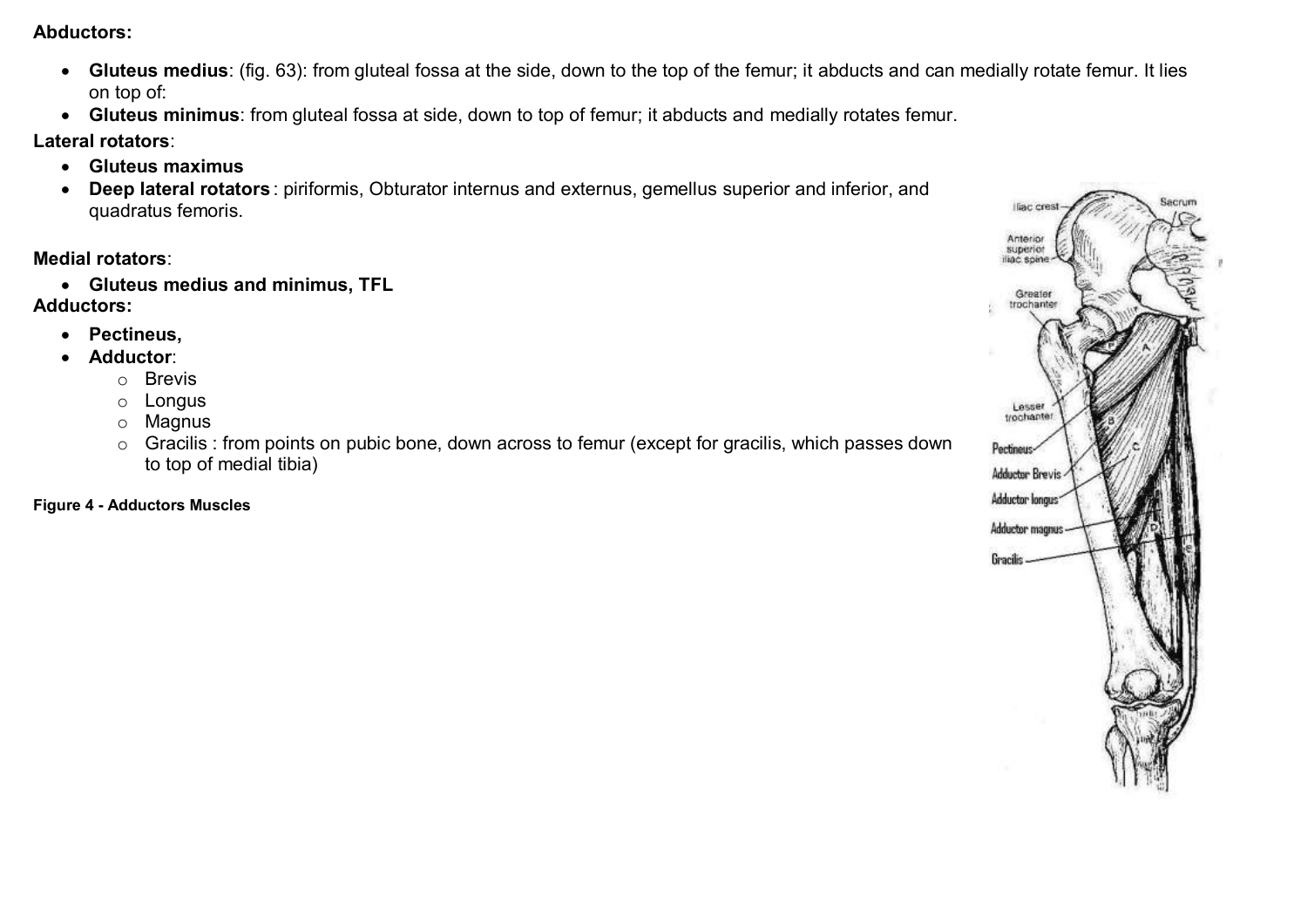**Abductors:**

- **Gluteus medius**: (fig. 63): from gluteal fossa at the side, down to the top of the femur; it abducts and can medially rotate femur. It lies on top of:
- **Gluteus minimus**: from gluteal fossa at side, down to top of femur; it abducts and medially rotates femur.

**Lateral rotators**:

- **Gluteus maximus**
- **Deep lateral rotators** : piriformis, Obturator internus and externus, gemellus superior and inferior, and quadratus femoris.

**Medial rotators**:

- **Gluteus medius and minimus, TFL**

**Adductors:**

- **Pectineus,**
- **Adductor**:
  - Brevis
  - Longus
  - Magnus
  - Gracilis : from points on pubic bone, down across to femur (except for gracilis, which passes down to top of medial tibia)

**Figure 4 - Adductors Muscles**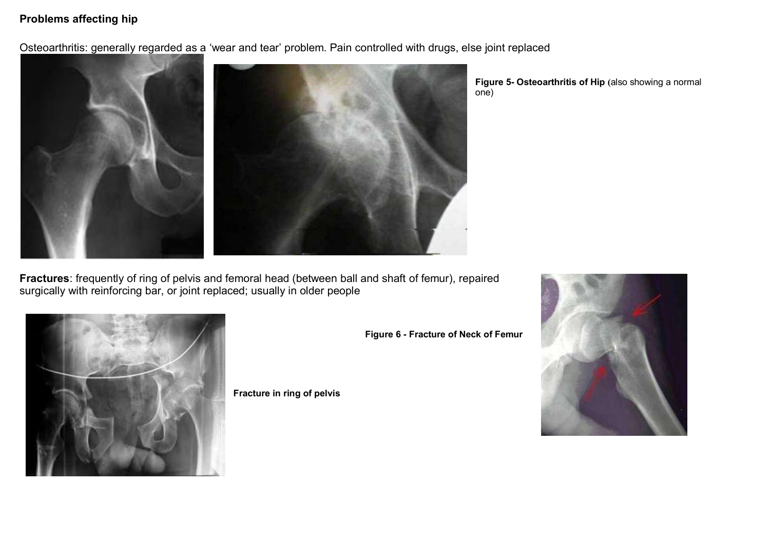**Problems affecting hip**

Osteoarthritis: generally regarded as a 'wear and tear' problem. Pain controlled with drugs, else joint replaced

**Figure 5- Osteoarthritis of Hip (**also showing a normal one)

**Fractures**: frequently of ring of pelvis and femoral head (between ball and shaft of femur), repaired surgically with reinforcing bar, or joint replaced; usually in older people

**Figure 6 - Fracture of Neck of Femur**

**Fracture in ring of pelvis**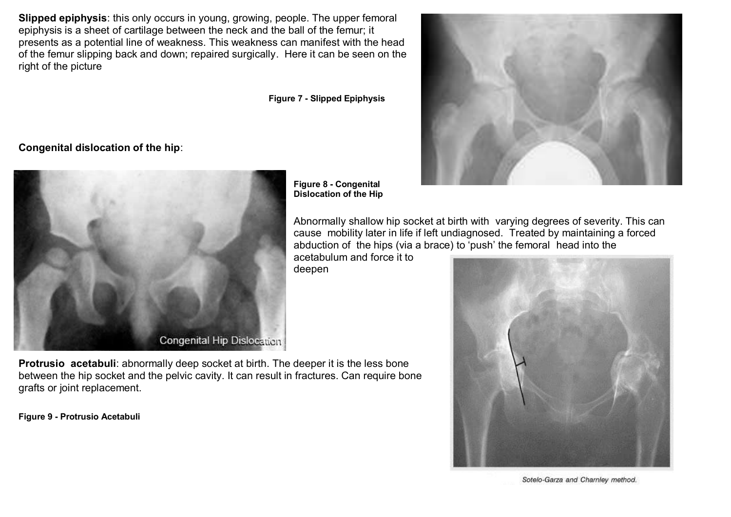**Slipped epiphysis**: this only occurs in young, growing, people. The upper femoral epiphysis is a sheet of cartilage between the neck and the ball of the femur; it presents as a potential line of weakness. This weakness can manifest with the head of the femur slipping back and down; repaired surgically. Here it can be seen on the right of the picture

**Figure 7 - Slipped Epiphysis**

**Congenital dislocation of the hip**:

**Figure 8 - Congenital Dislocation of the Hip**

Abnormally shallow hip socket at birth with varying degrees of severity. This can cause mobility later in life if left undiagnosed. Treated by maintaining a forced abduction of the hips (via a brace) to 'push' the femoral head into the acetabulum and force it to deepen

**Protrusio acetabuli**: abnormally deep socket at birth. The deeper it is the less bone between the hip socket and the pelvic cavity. It can result in fractures. Can require bone grafts or joint replacement.

**Figure 9 - Protrusio Acetabuli**

*Sotelo-Garza and Charnley method.*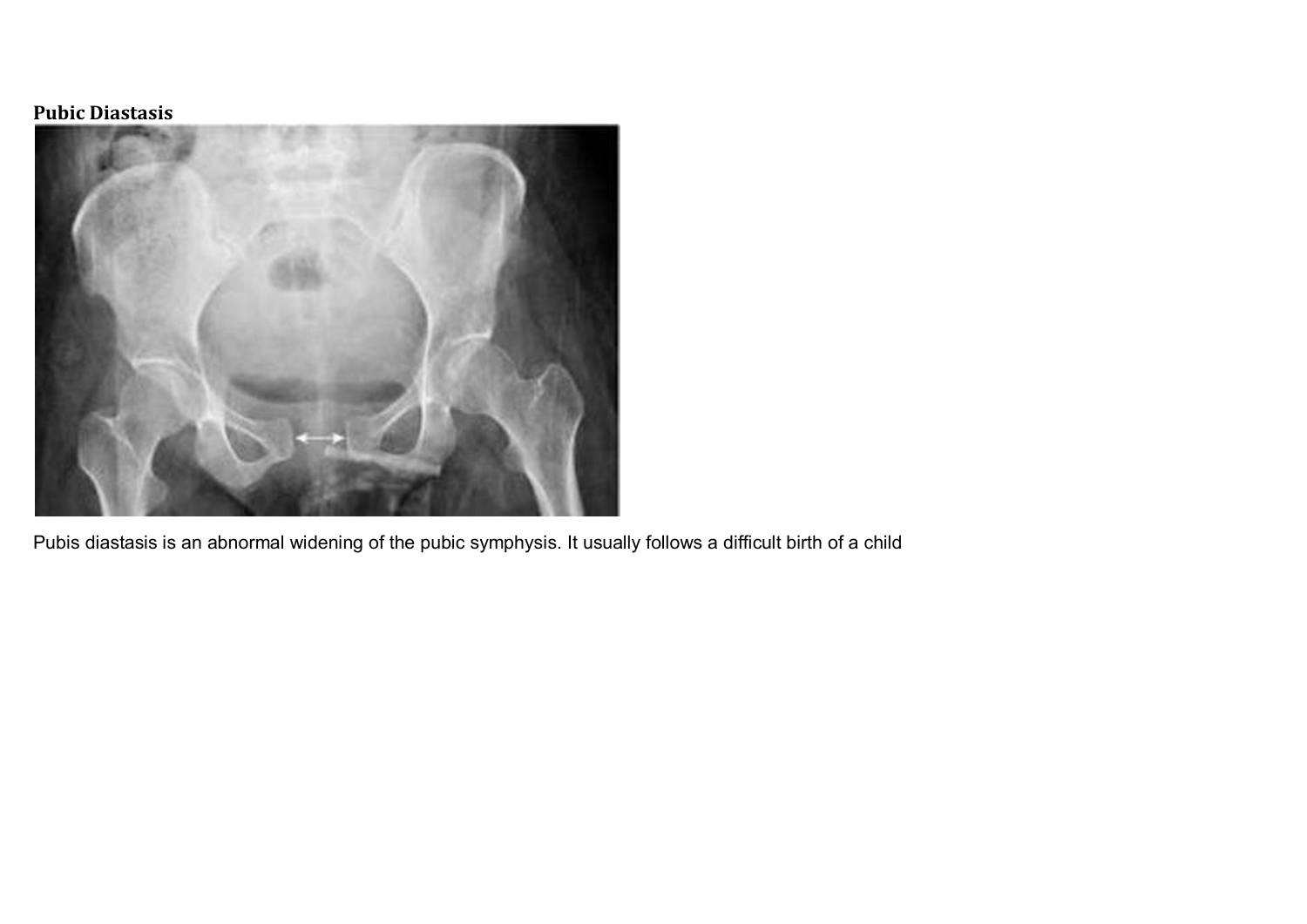**Pubic Diastasis**

Pubis diastasis is an abnormal widening of the pubic symphysis. It usually follows a difficult birth of a child